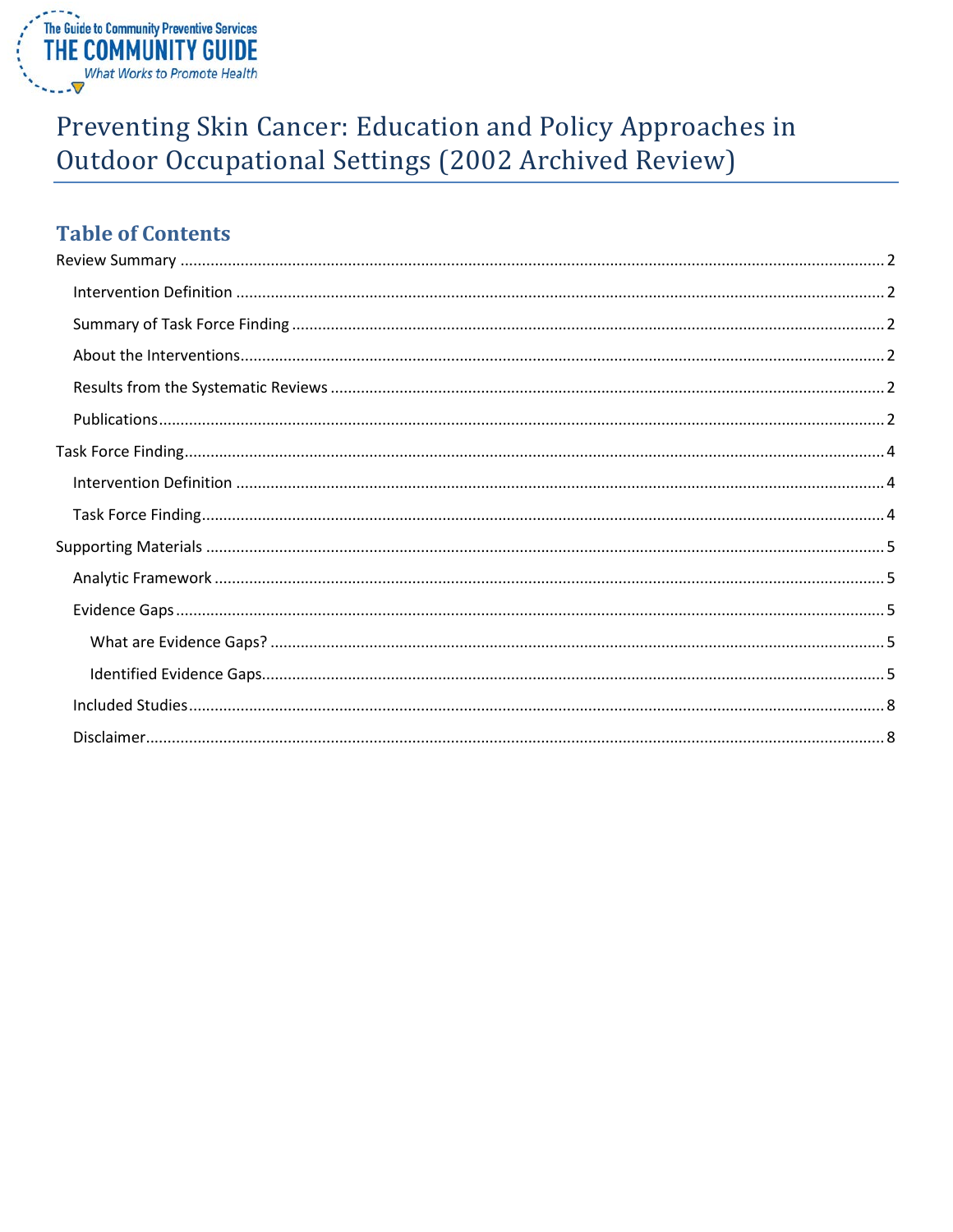The Guide to Community Preventive Services
THE COMMUNITY GUIDE
*What Works to Promote Health*

# Preventing Skin Cancer: Education and Policy Approaches in Outdoor Occupational Settings (2002 Archived Review)

## Table of Contents

Review Summary ........ 2
- Intervention Definition ........ 2
- Summary of Task Force Finding ........ 2
- About the Interventions ........ 2
- Results from the Systematic Reviews ........ 2
- Publications ........ 2

Task Force Finding ........ 4
- Intervention Definition ........ 4
- Task Force Finding ........ 4

Supporting Materials ........ 5
- Analytic Framework ........ 5
- Evidence Gaps ........ 5
  - What are Evidence Gaps? ........ 5
  - Identified Evidence Gaps ........ 5
- Included Studies ........ 8
- Disclaimer ........ 8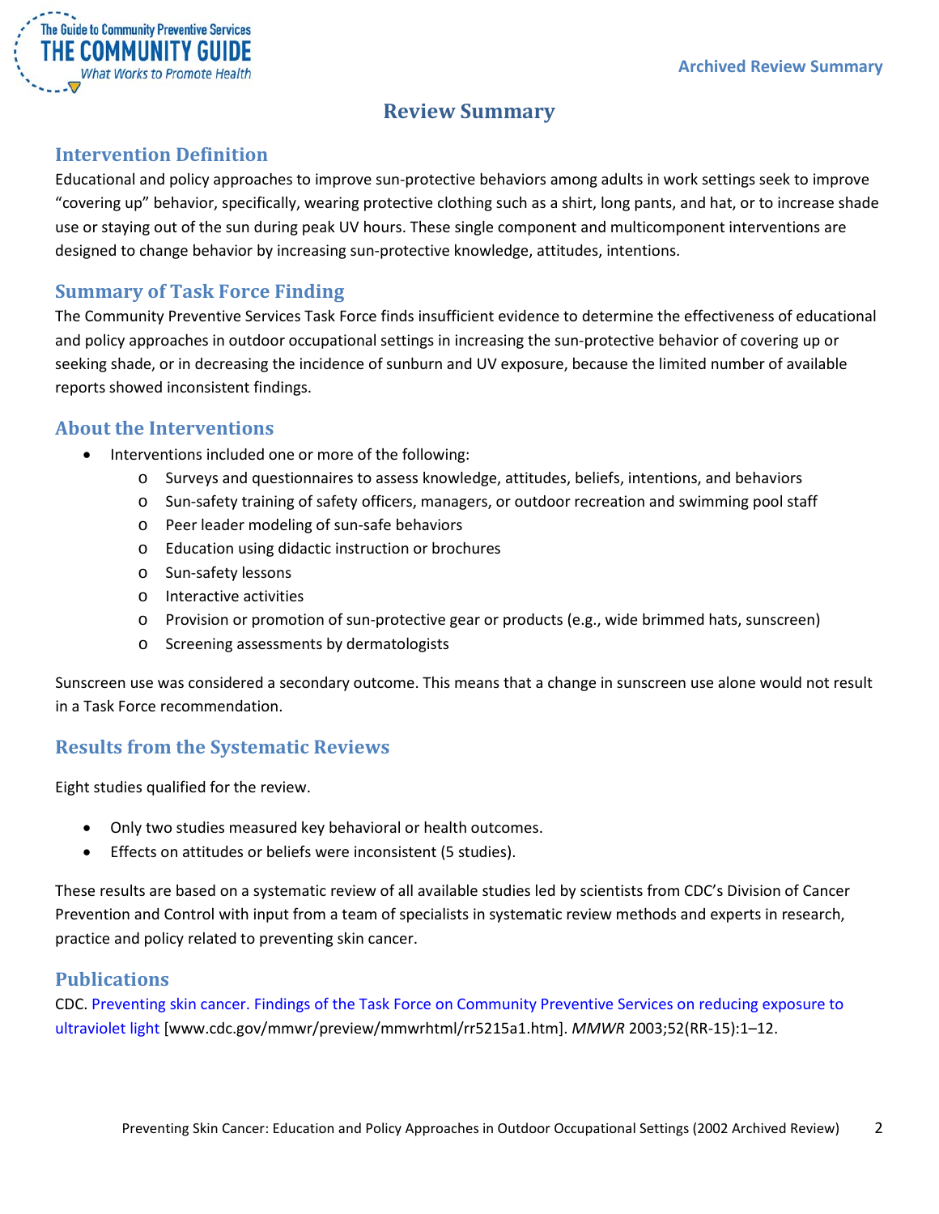# Review Summary

## Intervention Definition

Educational and policy approaches to improve sun-protective behaviors among adults in work settings seek to improve "covering up" behavior, specifically, wearing protective clothing such as a shirt, long pants, and hat, or to increase shade use or staying out of the sun during peak UV hours. These single component and multicomponent interventions are designed to change behavior by increasing sun-protective knowledge, attitudes, intentions.

## Summary of Task Force Finding

The Community Preventive Services Task Force finds insufficient evidence to determine the effectiveness of educational and policy approaches in outdoor occupational settings in increasing the sun-protective behavior of covering up or seeking shade, or in decreasing the incidence of sunburn and UV exposure, because the limited number of available reports showed inconsistent findings.

## About the Interventions

- Interventions included one or more of the following:
  - Surveys and questionnaires to assess knowledge, attitudes, beliefs, intentions, and behaviors
  - Sun-safety training of safety officers, managers, or outdoor recreation and swimming pool staff
  - Peer leader modeling of sun-safe behaviors
  - Education using didactic instruction or brochures
  - Sun-safety lessons
  - Interactive activities
  - Provision or promotion of sun-protective gear or products (e.g., wide brimmed hats, sunscreen)
  - Screening assessments by dermatologists

Sunscreen use was considered a secondary outcome. This means that a change in sunscreen use alone would not result in a Task Force recommendation.

## Results from the Systematic Reviews

Eight studies qualified for the review.

- Only two studies measured key behavioral or health outcomes.
- Effects on attitudes or beliefs were inconsistent (5 studies).

These results are based on a systematic review of all available studies led by scientists from CDC's Division of Cancer Prevention and Control with input from a team of specialists in systematic review methods and experts in research, practice and policy related to preventing skin cancer.

## Publications

CDC. Preventing skin cancer. Findings of the Task Force on Community Preventive Services on reducing exposure to ultraviolet light [www.cdc.gov/mmwr/preview/mmwrhtml/rr5215a1.htm]. *MMWR* 2003;52(RR-15):1–12.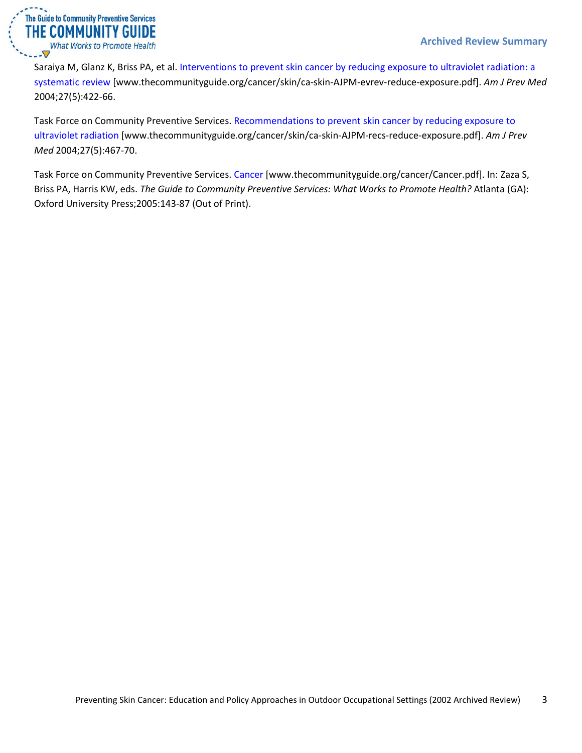Saraiya M, Glanz K, Briss PA, et al. Interventions to prevent skin cancer by reducing exposure to ultraviolet radiation: a systematic review [www.thecommunityguide.org/cancer/skin/ca-skin-AJPM-evrev-reduce-exposure.pdf]. *Am J Prev Med* 2004;27(5):422-66.

Task Force on Community Preventive Services. Recommendations to prevent skin cancer by reducing exposure to ultraviolet radiation [www.thecommunityguide.org/cancer/skin/ca-skin-AJPM-recs-reduce-exposure.pdf]. *Am J Prev Med* 2004;27(5):467-70.

Task Force on Community Preventive Services. Cancer [www.thecommunityguide.org/cancer/Cancer.pdf]. In: Zaza S, Briss PA, Harris KW, eds. *The Guide to Community Preventive Services: What Works to Promote Health?* Atlanta (GA): Oxford University Press;2005:143-87 (Out of Print).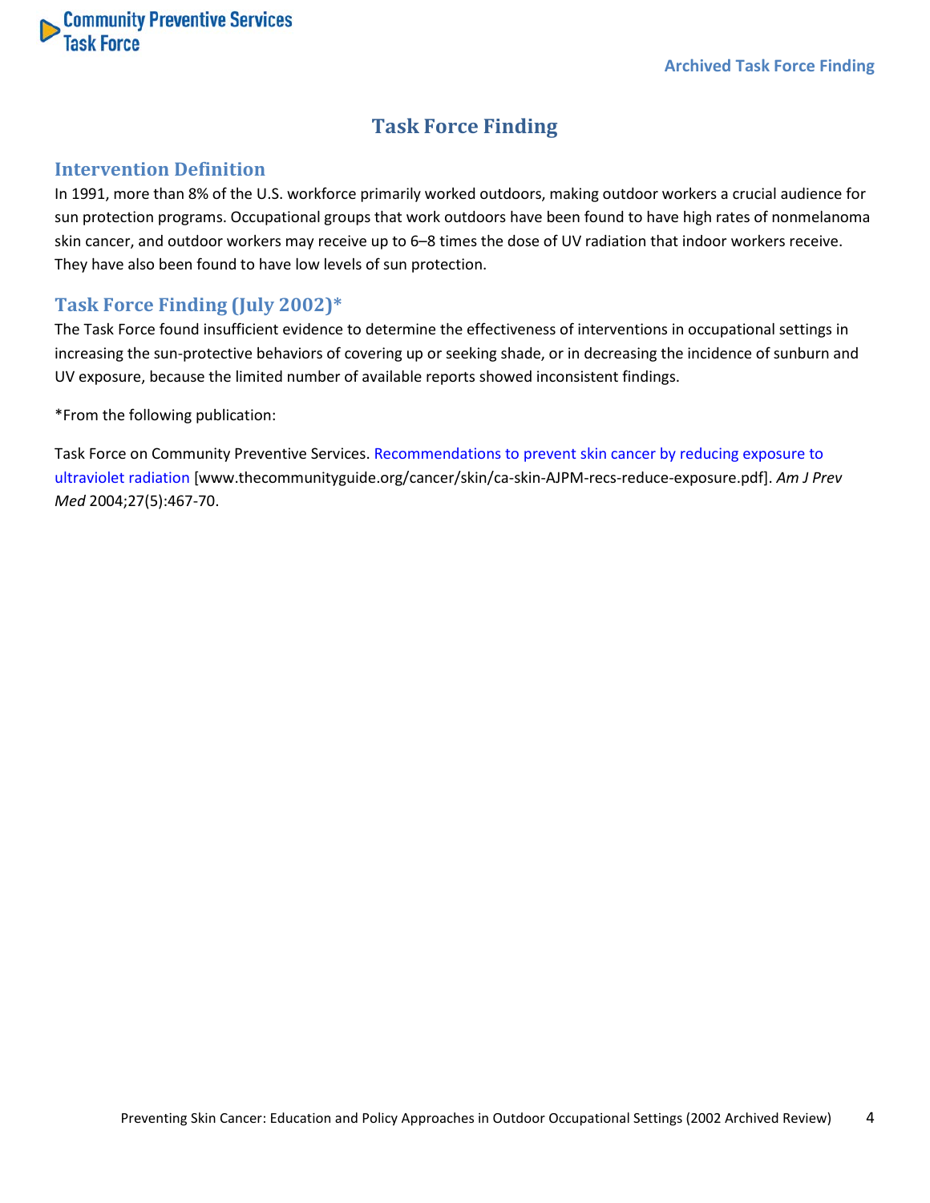# Task Force Finding

## Intervention Definition

In 1991, more than 8% of the U.S. workforce primarily worked outdoors, making outdoor workers a crucial audience for sun protection programs. Occupational groups that work outdoors have been found to have high rates of nonmelanoma skin cancer, and outdoor workers may receive up to 6–8 times the dose of UV radiation that indoor workers receive. They have also been found to have low levels of sun protection.

## Task Force Finding (July 2002)*

The Task Force found insufficient evidence to determine the effectiveness of interventions in occupational settings in increasing the sun-protective behaviors of covering up or seeking shade, or in decreasing the incidence of sunburn and UV exposure, because the limited number of available reports showed inconsistent findings.

*From the following publication:

Task Force on Community Preventive Services. Recommendations to prevent skin cancer by reducing exposure to ultraviolet radiation [www.thecommunityguide.org/cancer/skin/ca-skin-AJPM-recs-reduce-exposure.pdf]. *Am J Prev Med* 2004;27(5):467-70.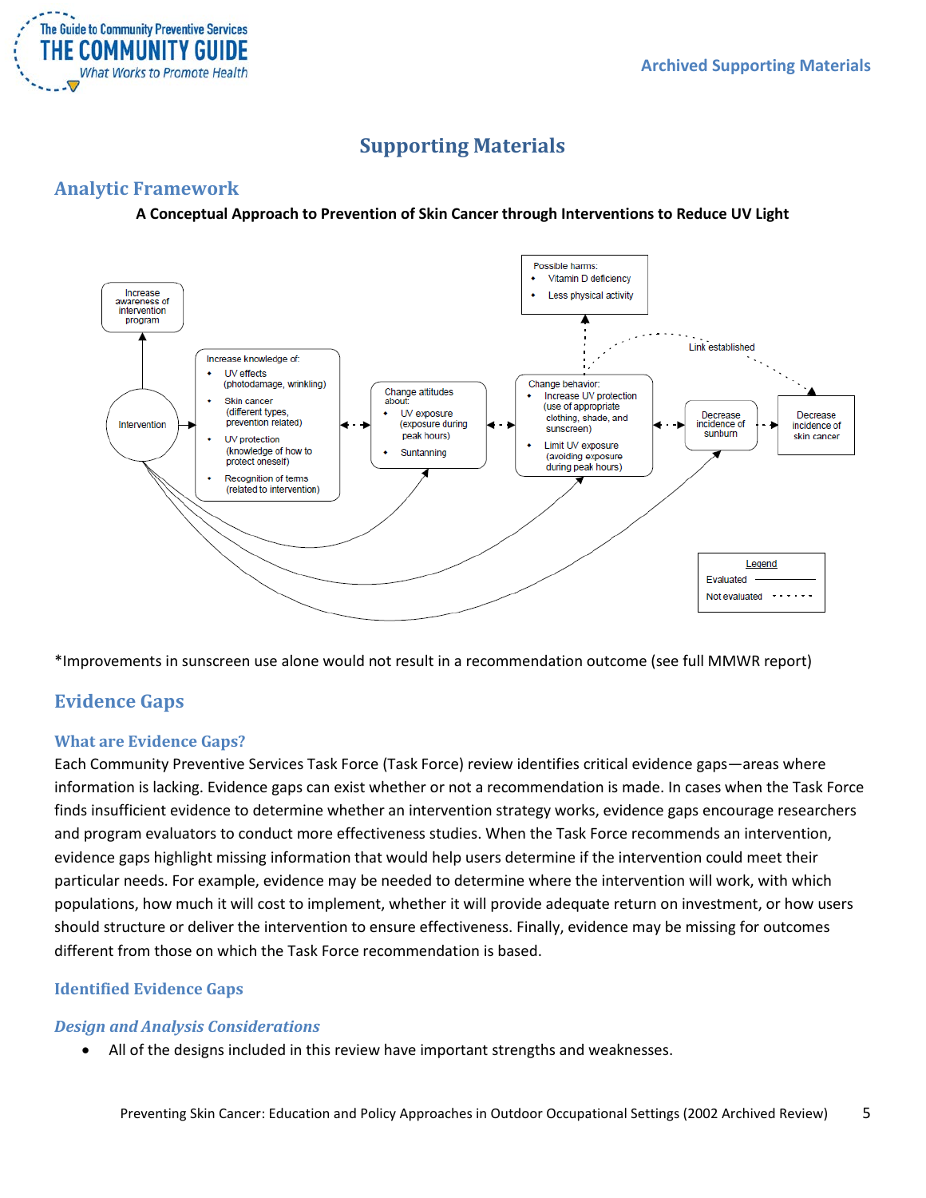# Supporting Materials

## Analytic Framework

**A Conceptual Approach to Prevention of Skin Cancer through Interventions to Reduce UV Light**

Intervention

Increase awareness of intervention program

Increase knowledge of:
- UV effects (photodamage, wrinkling)
- Skin cancer (different types, prevention related)
- UV protection (knowledge of how to protect oneself)
- Recognition of terms (related to intervention)

Change attitudes about:
- UV exposure (exposure during peak hours)
- Suntanning

Change behavior:
- Increase UV protection (use of appropriate clothing, shade, and sunscreen)
- Limit UV exposure (avoiding exposure during peak hours)

Possible harms:
- Vitamin D deficiency
- Less physical activity

Decrease incidence of sunburn

Decrease incidence of skin cancer

Link established

Legend
Evaluated ————
Not evaluated - - - - - -

*Improvements in sunscreen use alone would not result in a recommendation outcome (see full MMWR report)

## Evidence Gaps

### What are Evidence Gaps?

Each Community Preventive Services Task Force (Task Force) review identifies critical evidence gaps—areas where information is lacking. Evidence gaps can exist whether or not a recommendation is made. In cases when the Task Force finds insufficient evidence to determine whether an intervention strategy works, evidence gaps encourage researchers and program evaluators to conduct more effectiveness studies. When the Task Force recommends an intervention, evidence gaps highlight missing information that would help users determine if the intervention could meet their particular needs. For example, evidence may be needed to determine where the intervention will work, with which populations, how much it will cost to implement, whether it will provide adequate return on investment, or how users should structure or deliver the intervention to ensure effectiveness. Finally, evidence may be missing for outcomes different from those on which the Task Force recommendation is based.

### Identified Evidence Gaps

#### *Design and Analysis Considerations*

- All of the designs included in this review have important strengths and weaknesses.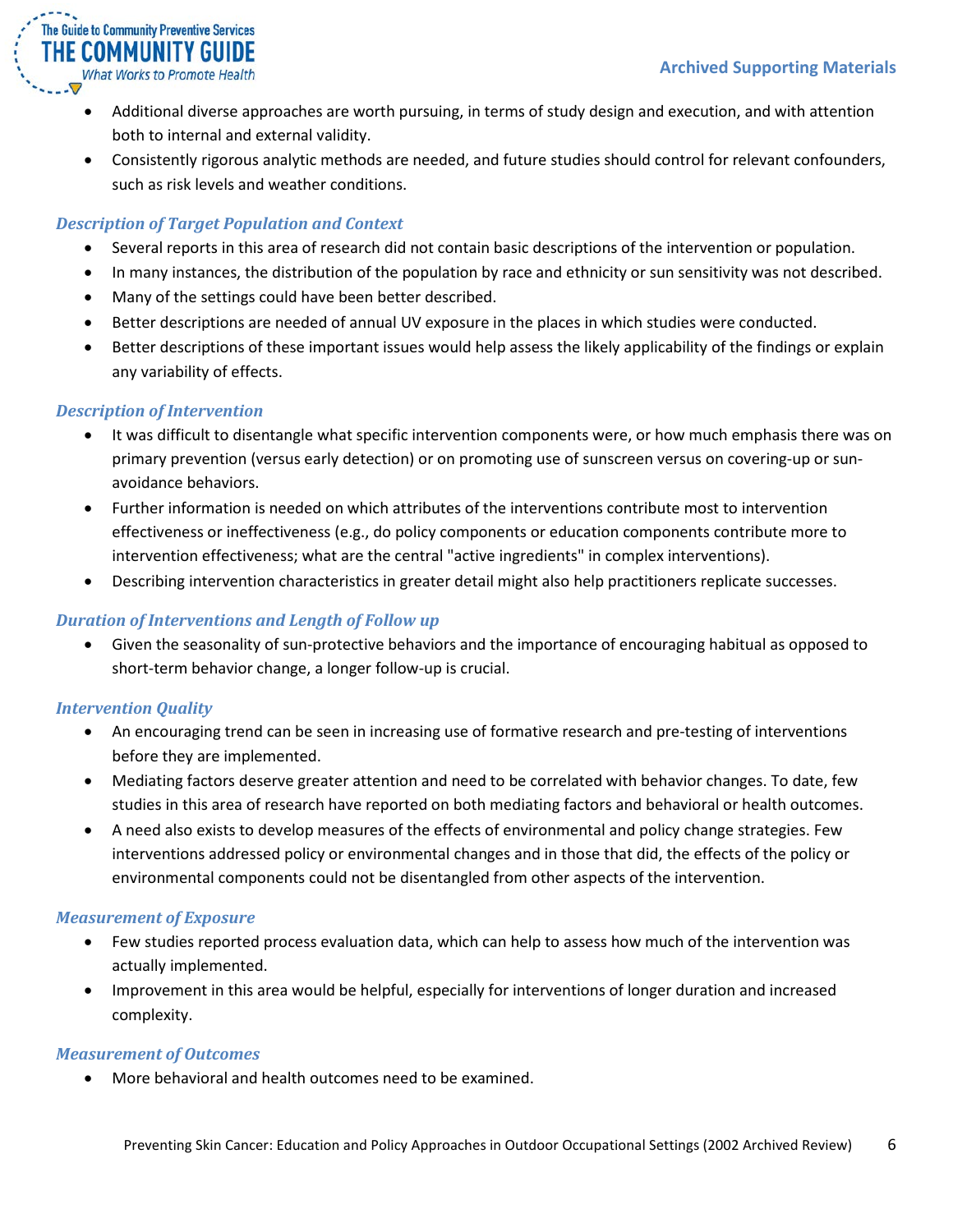- Additional diverse approaches are worth pursuing, in terms of study design and execution, and with attention both to internal and external validity.
- Consistently rigorous analytic methods are needed, and future studies should control for relevant confounders, such as risk levels and weather conditions.

### *Description of Target Population and Context*

- Several reports in this area of research did not contain basic descriptions of the intervention or population.
- In many instances, the distribution of the population by race and ethnicity or sun sensitivity was not described.
- Many of the settings could have been better described.
- Better descriptions are needed of annual UV exposure in the places in which studies were conducted.
- Better descriptions of these important issues would help assess the likely applicability of the findings or explain any variability of effects.

### *Description of Intervention*

- It was difficult to disentangle what specific intervention components were, or how much emphasis there was on primary prevention (versus early detection) or on promoting use of sunscreen versus on covering-up or sun-avoidance behaviors.
- Further information is needed on which attributes of the interventions contribute most to intervention effectiveness or ineffectiveness (e.g., do policy components or education components contribute more to intervention effectiveness; what are the central "active ingredients" in complex interventions).
- Describing intervention characteristics in greater detail might also help practitioners replicate successes.

### *Duration of Interventions and Length of Follow up*

- Given the seasonality of sun-protective behaviors and the importance of encouraging habitual as opposed to short-term behavior change, a longer follow-up is crucial.

### *Intervention Quality*

- An encouraging trend can be seen in increasing use of formative research and pre-testing of interventions before they are implemented.
- Mediating factors deserve greater attention and need to be correlated with behavior changes. To date, few studies in this area of research have reported on both mediating factors and behavioral or health outcomes.
- A need also exists to develop measures of the effects of environmental and policy change strategies. Few interventions addressed policy or environmental changes and in those that did, the effects of the policy or environmental components could not be disentangled from other aspects of the intervention.

### *Measurement of Exposure*

- Few studies reported process evaluation data, which can help to assess how much of the intervention was actually implemented.
- Improvement in this area would be helpful, especially for interventions of longer duration and increased complexity.

### *Measurement of Outcomes*

- More behavioral and health outcomes need to be examined.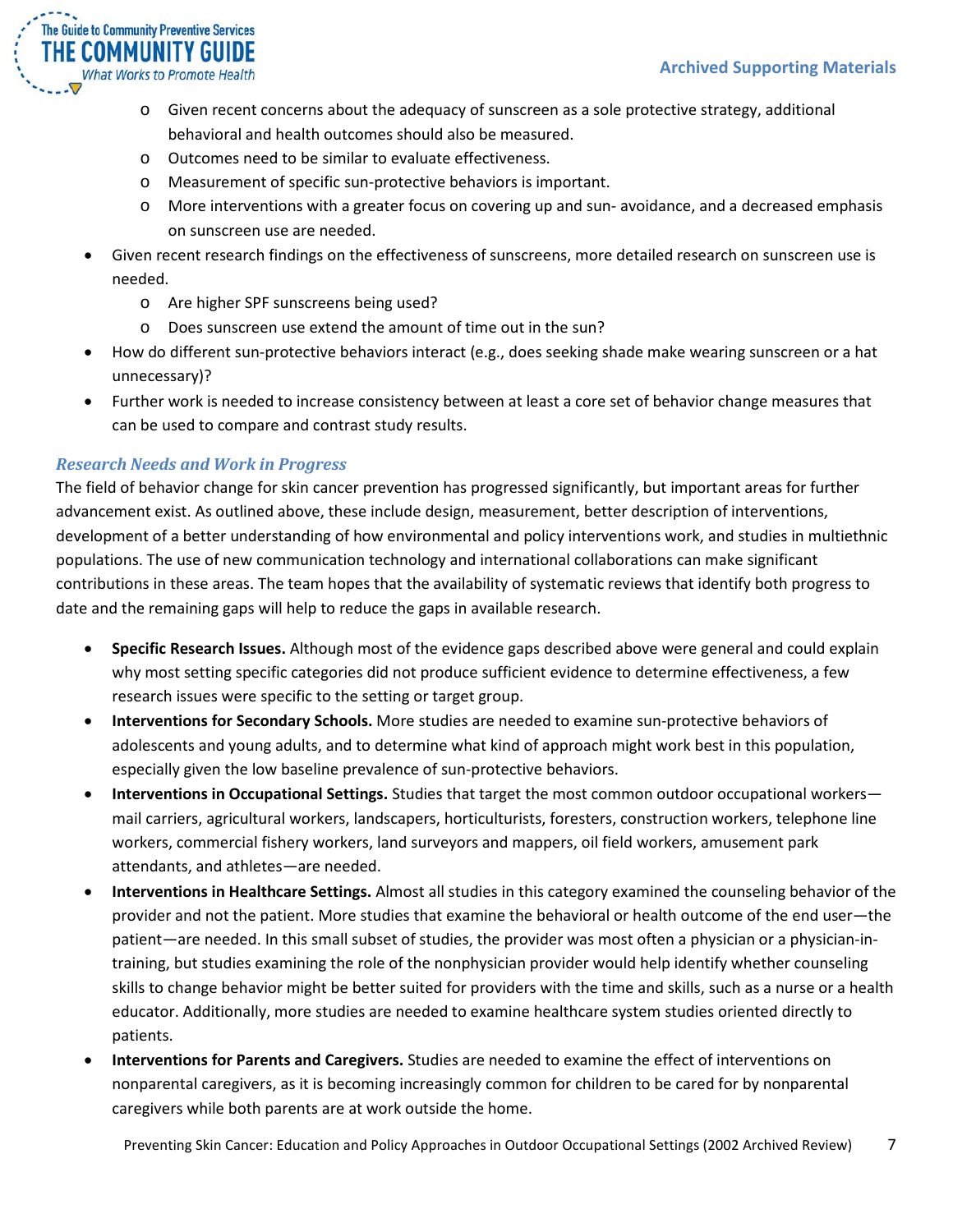- Given recent concerns about the adequacy of sunscreen as a sole protective strategy, additional behavioral and health outcomes should also be measured.
  - Outcomes need to be similar to evaluate effectiveness.
  - Measurement of specific sun-protective behaviors is important.
  - More interventions with a greater focus on covering up and sun- avoidance, and a decreased emphasis on sunscreen use are needed.
- Given recent research findings on the effectiveness of sunscreens, more detailed research on sunscreen use is needed.
  - Are higher SPF sunscreens being used?
  - Does sunscreen use extend the amount of time out in the sun?
- How do different sun-protective behaviors interact (e.g., does seeking shade make wearing sunscreen or a hat unnecessary)?
- Further work is needed to increase consistency between at least a core set of behavior change measures that can be used to compare and contrast study results.

### *Research Needs and Work in Progress*

The field of behavior change for skin cancer prevention has progressed significantly, but important areas for further advancement exist. As outlined above, these include design, measurement, better description of interventions, development of a better understanding of how environmental and policy interventions work, and studies in multiethnic populations. The use of new communication technology and international collaborations can make significant contributions in these areas. The team hopes that the availability of systematic reviews that identify both progress to date and the remaining gaps will help to reduce the gaps in available research.

- **Specific Research Issues.** Although most of the evidence gaps described above were general and could explain why most setting specific categories did not produce sufficient evidence to determine effectiveness, a few research issues were specific to the setting or target group.
- **Interventions for Secondary Schools.** More studies are needed to examine sun-protective behaviors of adolescents and young adults, and to determine what kind of approach might work best in this population, especially given the low baseline prevalence of sun-protective behaviors.
- **Interventions in Occupational Settings.** Studies that target the most common outdoor occupational workers—mail carriers, agricultural workers, landscapers, horticulturists, foresters, construction workers, telephone line workers, commercial fishery workers, land surveyors and mappers, oil field workers, amusement park attendants, and athletes—are needed.
- **Interventions in Healthcare Settings.** Almost all studies in this category examined the counseling behavior of the provider and not the patient. More studies that examine the behavioral or health outcome of the end user—the patient—are needed. In this small subset of studies, the provider was most often a physician or a physician-in-training, but studies examining the role of the nonphysician provider would help identify whether counseling skills to change behavior might be better suited for providers with the time and skills, such as a nurse or a health educator. Additionally, more studies are needed to examine healthcare system studies oriented directly to patients.
- **Interventions for Parents and Caregivers.** Studies are needed to examine the effect of interventions on nonparental caregivers, as it is becoming increasingly common for children to be cared for by nonparental caregivers while both parents are at work outside the home.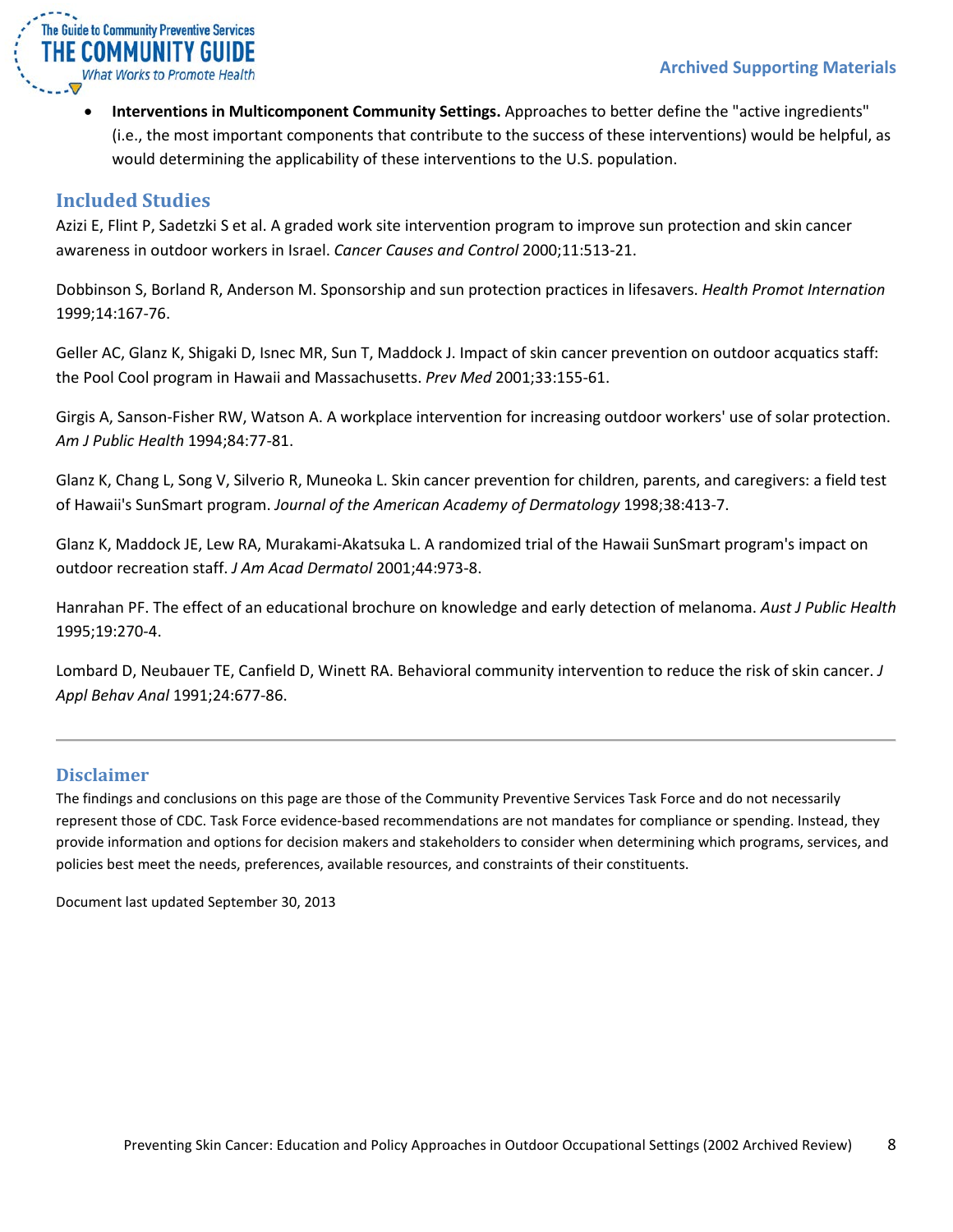- **Interventions in Multicomponent Community Settings.** Approaches to better define the "active ingredients" (i.e., the most important components that contribute to the success of these interventions) would be helpful, as would determining the applicability of these interventions to the U.S. population.

## Included Studies

Azizi E, Flint P, Sadetzki S et al. A graded work site intervention program to improve sun protection and skin cancer awareness in outdoor workers in Israel. *Cancer Causes and Control* 2000;11:513-21.

Dobbinson S, Borland R, Anderson M. Sponsorship and sun protection practices in lifesavers. *Health Promot International* 1999;14:167-76.

Geller AC, Glanz K, Shigaki D, Isnec MR, Sun T, Maddock J. Impact of skin cancer prevention on outdoor acquatics staff: the Pool Cool program in Hawaii and Massachusetts. *Prev Med* 2001;33:155-61.

Girgis A, Sanson-Fisher RW, Watson A. A workplace intervention for increasing outdoor workers' use of solar protection. *Am J Public Health* 1994;84:77-81.

Glanz K, Chang L, Song V, Silverio R, Muneoka L. Skin cancer prevention for children, parents, and caregivers: a field test of Hawaii's SunSmart program. *Journal of the American Academy of Dermatology* 1998;38:413-7.

Glanz K, Maddock JE, Lew RA, Murakami-Akatsuka L. A randomized trial of the Hawaii SunSmart program's impact on outdoor recreation staff. *J Am Acad Dermatol* 2001;44:973-8.

Hanrahan PF. The effect of an educational brochure on knowledge and early detection of melanoma. *Aust J Public Health* 1995;19:270-4.

Lombard D, Neubauer TE, Canfield D, Winett RA. Behavioral community intervention to reduce the risk of skin cancer. *J Appl Behav Anal* 1991;24:677-86.

---

## Disclaimer

The findings and conclusions on this page are those of the Community Preventive Services Task Force and do not necessarily represent those of CDC. Task Force evidence-based recommendations are not mandates for compliance or spending. Instead, they provide information and options for decision makers and stakeholders to consider when determining which programs, services, and policies best meet the needs, preferences, available resources, and constraints of their constituents.

Document last updated September 30, 2013